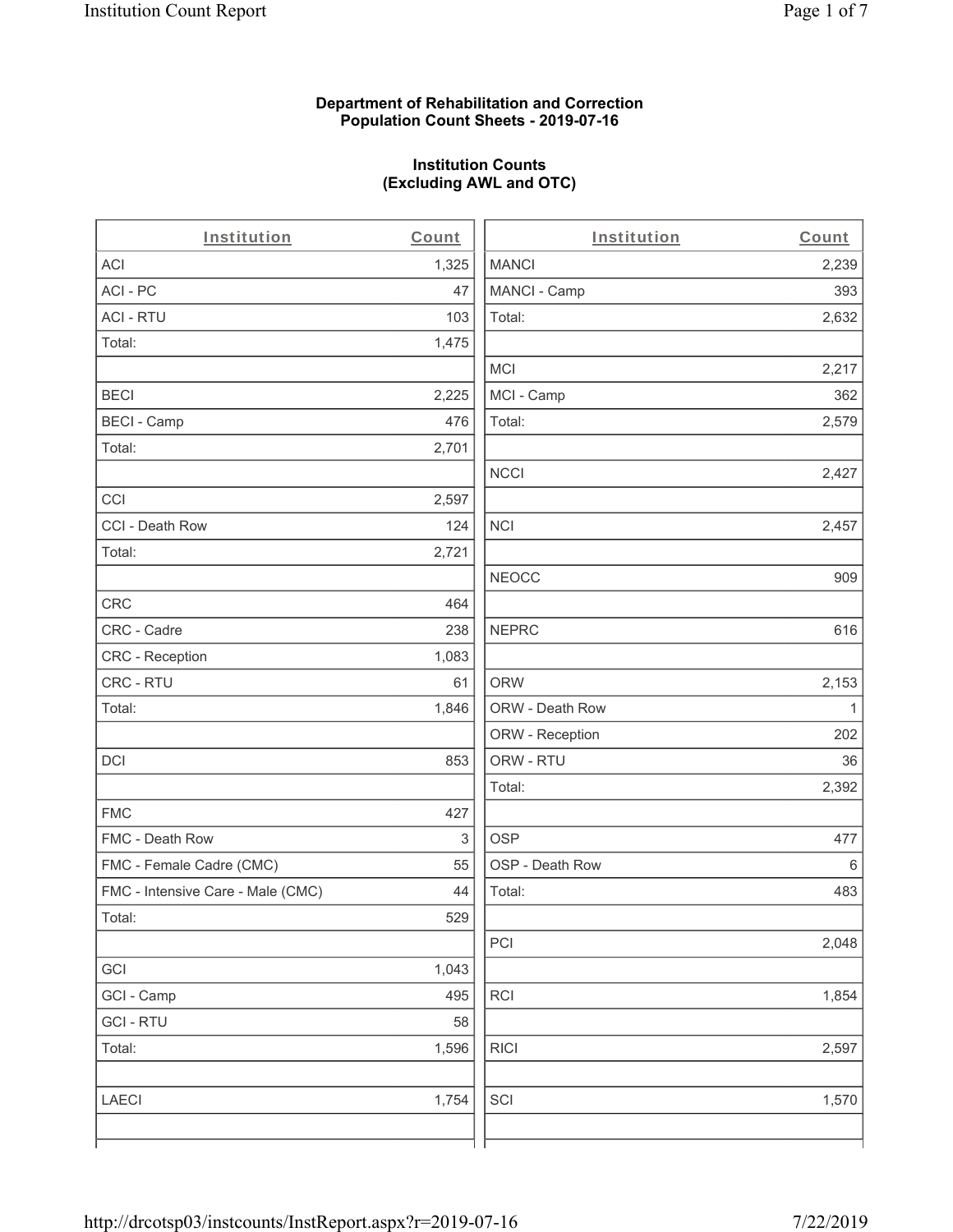**Department of Rehabilitation and Correction**
**Population Count Sheets - 2019-07-16**

**Institution Counts**
**(Excluding AWL and OTC)**

| Institution | Count |
|---|---|
| ACI | 1,325 |
| ACI - PC | 47 |
| ACI - RTU | 103 |
| Total: | 1,475 |
| | |
| BECI | 2,225 |
| BECI - Camp | 476 |
| Total: | 2,701 |
| | |
| CCI | 2,597 |
| CCI - Death Row | 124 |
| Total: | 2,721 |
| | |
| CRC | 464 |
| CRC - Cadre | 238 |
| CRC - Reception | 1,083 |
| CRC - RTU | 61 |
| Total: | 1,846 |
| | |
| DCI | 853 |
| | |
| FMC | 427 |
| FMC - Death Row | 3 |
| FMC - Female Cadre (CMC) | 55 |
| FMC - Intensive Care - Male (CMC) | 44 |
| Total: | 529 |
| | |
| GCI | 1,043 |
| GCI - Camp | 495 |
| GCI - RTU | 58 |
| Total: | 1,596 |
| | |
| LAECI | 1,754 |
| | |

| Institution | Count |
|---|---|
| MANCI | 2,239 |
| MANCI - Camp | 393 |
| Total: | 2,632 |
| | |
| MCI | 2,217 |
| MCI - Camp | 362 |
| Total: | 2,579 |
| | |
| NCCI | 2,427 |
| | |
| NCI | 2,457 |
| | |
| NEOCC | 909 |
| | |
| NEPRC | 616 |
| | |
| ORW | 2,153 |
| ORW - Death Row | 1 |
| ORW - Reception | 202 |
| ORW - RTU | 36 |
| Total: | 2,392 |
| | |
| OSP | 477 |
| OSP - Death Row | 6 |
| Total: | 483 |
| | |
| PCI | 2,048 |
| | |
| RCI | 1,854 |
| | |
| RICI | 2,597 |
| | |
| SCI | 1,570 |
| | |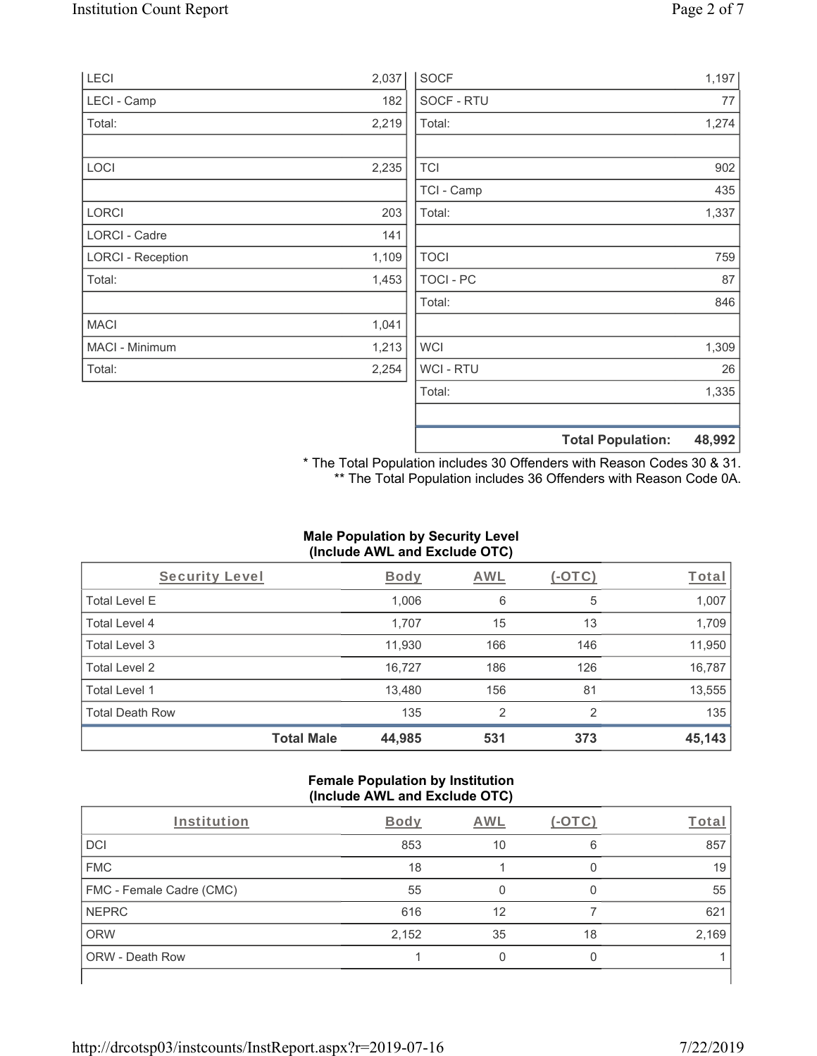| | |
|---|---|
| LECI | 2,037 |
| LECI - Camp | 182 |
| Total: | 2,219 |
| | |
| LOCI | 2,235 |
| | |
| LORCI | 203 |
| LORCI - Cadre | 141 |
| LORCI - Reception | 1,109 |
| Total: | 1,453 |
| | |
| MACI | 1,041 |
| MACI - Minimum | 1,213 |
| Total: | 2,254 |

| | |
|---|---|
| SOCF | 1,197 |
| SOCF - RTU | 77 |
| Total: | 1,274 |
| | |
| TCI | 902 |
| TCI - Camp | 435 |
| Total: | 1,337 |
| | |
| TOCI | 759 |
| TOCI - PC | 87 |
| Total: | 846 |
| | |
| WCI | 1,309 |
| WCI - RTU | 26 |
| Total: | 1,335 |
| | |
| **Total Population:** | **48,992** |

* The Total Population includes 30 Offenders with Reason Codes 30 & 31.
** The Total Population includes 36 Offenders with Reason Code 0A.

**Male Population by Security Level (Include AWL and Exclude OTC)**

| Security Level | Body | AWL | (-OTC) | Total |
|---|---|---|---|---|
| Total Level E | 1,006 | 6 | 5 | 1,007 |
| Total Level 4 | 1,707 | 15 | 13 | 1,709 |
| Total Level 3 | 11,930 | 166 | 146 | 11,950 |
| Total Level 2 | 16,727 | 186 | 126 | 16,787 |
| Total Level 1 | 13,480 | 156 | 81 | 13,555 |
| Total Death Row | 135 | 2 | 2 | 135 |
| **Total Male** | **44,985** | **531** | **373** | **45,143** |

**Female Population by Institution (Include AWL and Exclude OTC)**

| Institution | Body | AWL | (-OTC) | Total |
|---|---|---|---|---|
| DCI | 853 | 10 | 6 | 857 |
| FMC | 18 | 1 | 0 | 19 |
| FMC - Female Cadre (CMC) | 55 | 0 | 0 | 55 |
| NEPRC | 616 | 12 | 7 | 621 |
| ORW | 2,152 | 35 | 18 | 2,169 |
| ORW - Death Row | 1 | 0 | 0 | 1 |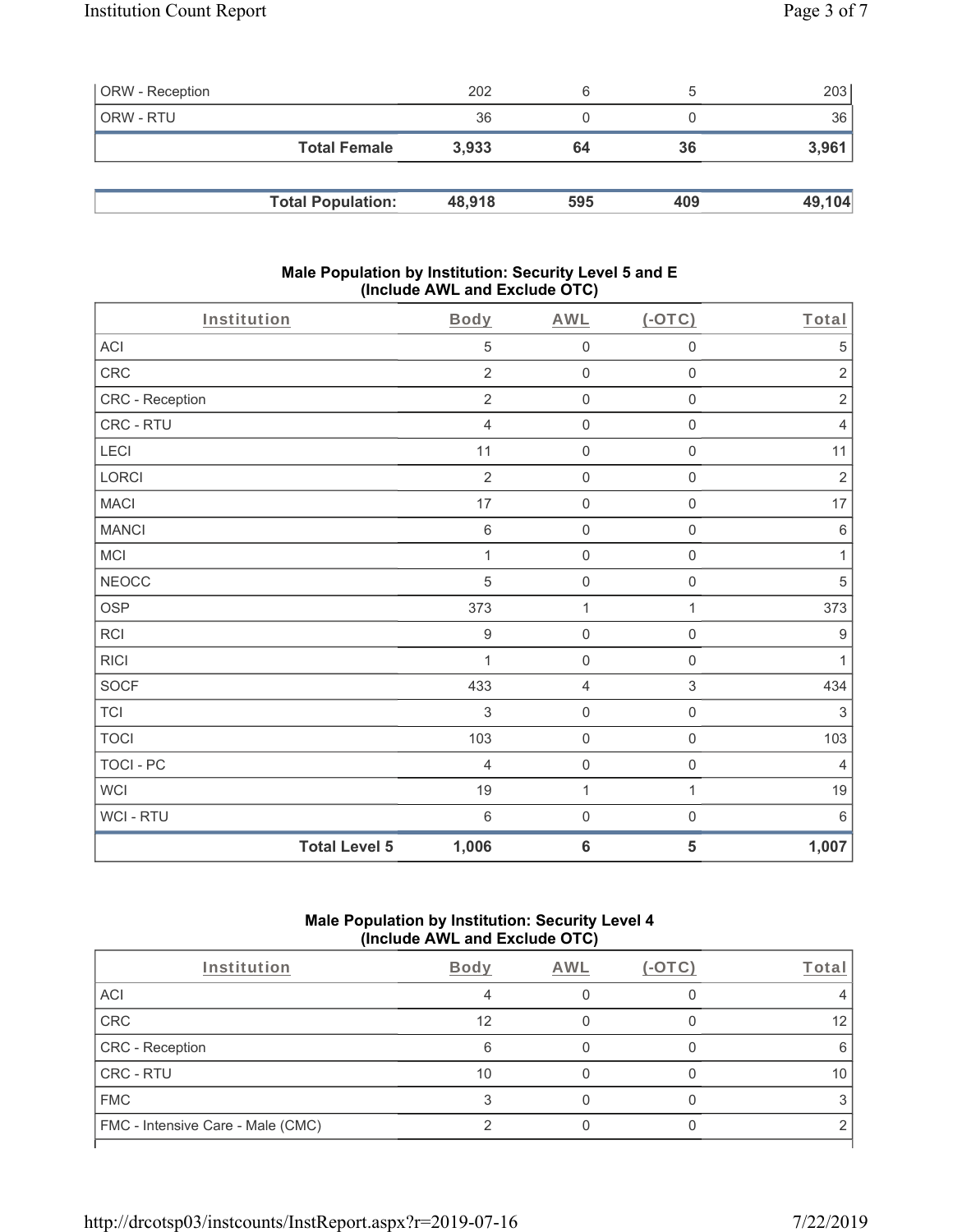| ORW - Reception | 202 | 6 | 5 | 203 |
|---|---|---|---|---|
| ORW - RTU | 36 | 0 | 0 | 36 |
| **Total Female** | **3,933** | **64** | **36** | **3,961** |

| **Total Population:** | **48,918** | **595** | **409** | **49,104** |
|---|---|---|---|---|

### Male Population by Institution: Security Level 5 and E (Include AWL and Exclude OTC)

| Institution | Body | AWL | (-OTC) | Total |
|---|---|---|---|---|
| ACI | 5 | 0 | 0 | 5 |
| CRC | 2 | 0 | 0 | 2 |
| CRC - Reception | 2 | 0 | 0 | 2 |
| CRC - RTU | 4 | 0 | 0 | 4 |
| LECI | 11 | 0 | 0 | 11 |
| LORCI | 2 | 0 | 0 | 2 |
| MACI | 17 | 0 | 0 | 17 |
| MANCI | 6 | 0 | 0 | 6 |
| MCI | 1 | 0 | 0 | 1 |
| NEOCC | 5 | 0 | 0 | 5 |
| OSP | 373 | 1 | 1 | 373 |
| RCI | 9 | 0 | 0 | 9 |
| RICI | 1 | 0 | 0 | 1 |
| SOCF | 433 | 4 | 3 | 434 |
| TCI | 3 | 0 | 0 | 3 |
| TOCI | 103 | 0 | 0 | 103 |
| TOCI - PC | 4 | 0 | 0 | 4 |
| WCI | 19 | 1 | 1 | 19 |
| WCI - RTU | 6 | 0 | 0 | 6 |
| **Total Level 5** | **1,006** | **6** | **5** | **1,007** |

### Male Population by Institution: Security Level 4 (Include AWL and Exclude OTC)

| Institution | Body | AWL | (-OTC) | Total |
|---|---|---|---|---|
| ACI | 4 | 0 | 0 | 4 |
| CRC | 12 | 0 | 0 | 12 |
| CRC - Reception | 6 | 0 | 0 | 6 |
| CRC - RTU | 10 | 0 | 0 | 10 |
| FMC | 3 | 0 | 0 | 3 |
| FMC - Intensive Care - Male (CMC) | 2 | 0 | 0 | 2 |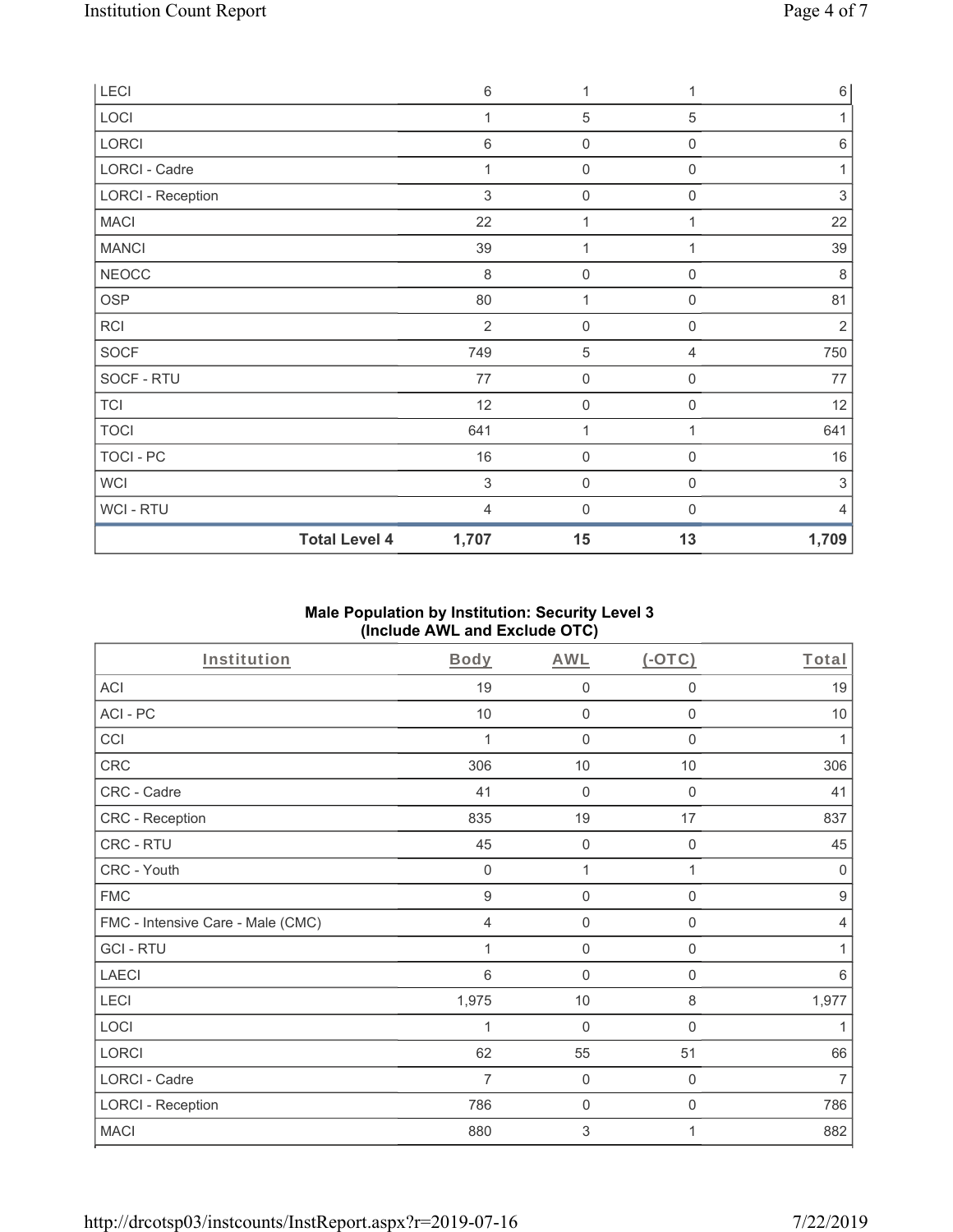| LECI | 6 | 1 | 1 | 6 |
|---|---|---|---|---|
| LOCI | 1 | 5 | 5 | 1 |
| LORCI | 6 | 0 | 0 | 6 |
| LORCI - Cadre | 1 | 0 | 0 | 1 |
| LORCI - Reception | 3 | 0 | 0 | 3 |
| MACI | 22 | 1 | 1 | 22 |
| MANCI | 39 | 1 | 1 | 39 |
| NEOCC | 8 | 0 | 0 | 8 |
| OSP | 80 | 1 | 0 | 81 |
| RCI | 2 | 0 | 0 | 2 |
| SOCF | 749 | 5 | 4 | 750 |
| SOCF - RTU | 77 | 0 | 0 | 77 |
| TCI | 12 | 0 | 0 | 12 |
| TOCI | 641 | 1 | 1 | 641 |
| TOCI - PC | 16 | 0 | 0 | 16 |
| WCI | 3 | 0 | 0 | 3 |
| WCI - RTU | 4 | 0 | 0 | 4 |
| **Total Level 4** | **1,707** | **15** | **13** | **1,709** |

## Male Population by Institution: Security Level 3 (Include AWL and Exclude OTC)

| Institution | Body | AWL | (-OTC) | Total |
|---|---|---|---|---|
| ACI | 19 | 0 | 0 | 19 |
| ACI - PC | 10 | 0 | 0 | 10 |
| CCI | 1 | 0 | 0 | 1 |
| CRC | 306 | 10 | 10 | 306 |
| CRC - Cadre | 41 | 0 | 0 | 41 |
| CRC - Reception | 835 | 19 | 17 | 837 |
| CRC - RTU | 45 | 0 | 0 | 45 |
| CRC - Youth | 0 | 1 | 1 | 0 |
| FMC | 9 | 0 | 0 | 9 |
| FMC - Intensive Care - Male (CMC) | 4 | 0 | 0 | 4 |
| GCI - RTU | 1 | 0 | 0 | 1 |
| LAECI | 6 | 0 | 0 | 6 |
| LECI | 1,975 | 10 | 8 | 1,977 |
| LOCI | 1 | 0 | 0 | 1 |
| LORCI | 62 | 55 | 51 | 66 |
| LORCI - Cadre | 7 | 0 | 0 | 7 |
| LORCI - Reception | 786 | 0 | 0 | 786 |
| MACI | 880 | 3 | 1 | 882 |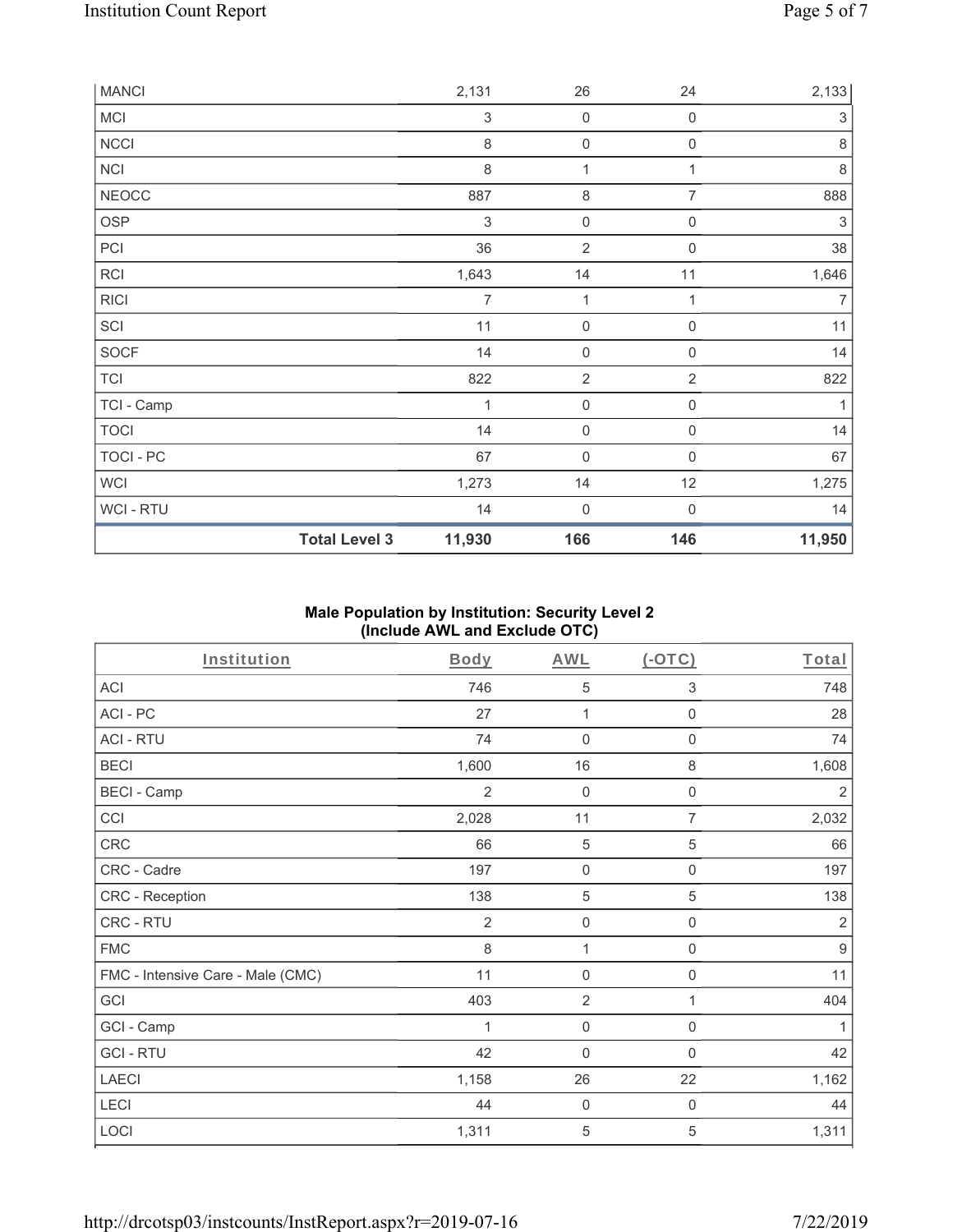| | Body | AWL | (-OTC) | Total |
|---|---|---|---|---|
| MANCI | 2,131 | 26 | 24 | 2,133 |
| MCI | 3 | 0 | 0 | 3 |
| NCCI | 8 | 0 | 0 | 8 |
| NCI | 8 | 1 | 1 | 8 |
| NEOCC | 887 | 8 | 7 | 888 |
| OSP | 3 | 0 | 0 | 3 |
| PCI | 36 | 2 | 0 | 38 |
| RCI | 1,643 | 14 | 11 | 1,646 |
| RICI | 7 | 1 | 1 | 7 |
| SCI | 11 | 0 | 0 | 11 |
| SOCF | 14 | 0 | 0 | 14 |
| TCI | 822 | 2 | 2 | 822 |
| TCI - Camp | 1 | 0 | 0 | 1 |
| TOCI | 14 | 0 | 0 | 14 |
| TOCI - PC | 67 | 0 | 0 | 67 |
| WCI | 1,273 | 14 | 12 | 1,275 |
| WCI - RTU | 14 | 0 | 0 | 14 |
| **Total Level 3** | **11,930** | **166** | **146** | **11,950** |

## Male Population by Institution: Security Level 2
## (Include AWL and Exclude OTC)

| Institution | Body | AWL | (-OTC) | Total |
|---|---|---|---|---|
| ACI | 746 | 5 | 3 | 748 |
| ACI - PC | 27 | 1 | 0 | 28 |
| ACI - RTU | 74 | 0 | 0 | 74 |
| BECI | 1,600 | 16 | 8 | 1,608 |
| BECI - Camp | 2 | 0 | 0 | 2 |
| CCI | 2,028 | 11 | 7 | 2,032 |
| CRC | 66 | 5 | 5 | 66 |
| CRC - Cadre | 197 | 0 | 0 | 197 |
| CRC - Reception | 138 | 5 | 5 | 138 |
| CRC - RTU | 2 | 0 | 0 | 2 |
| FMC | 8 | 1 | 0 | 9 |
| FMC - Intensive Care - Male (CMC) | 11 | 0 | 0 | 11 |
| GCI | 403 | 2 | 1 | 404 |
| GCI - Camp | 1 | 0 | 0 | 1 |
| GCI - RTU | 42 | 0 | 0 | 42 |
| LAECI | 1,158 | 26 | 22 | 1,162 |
| LECI | 44 | 0 | 0 | 44 |
| LOCI | 1,311 | 5 | 5 | 1,311 |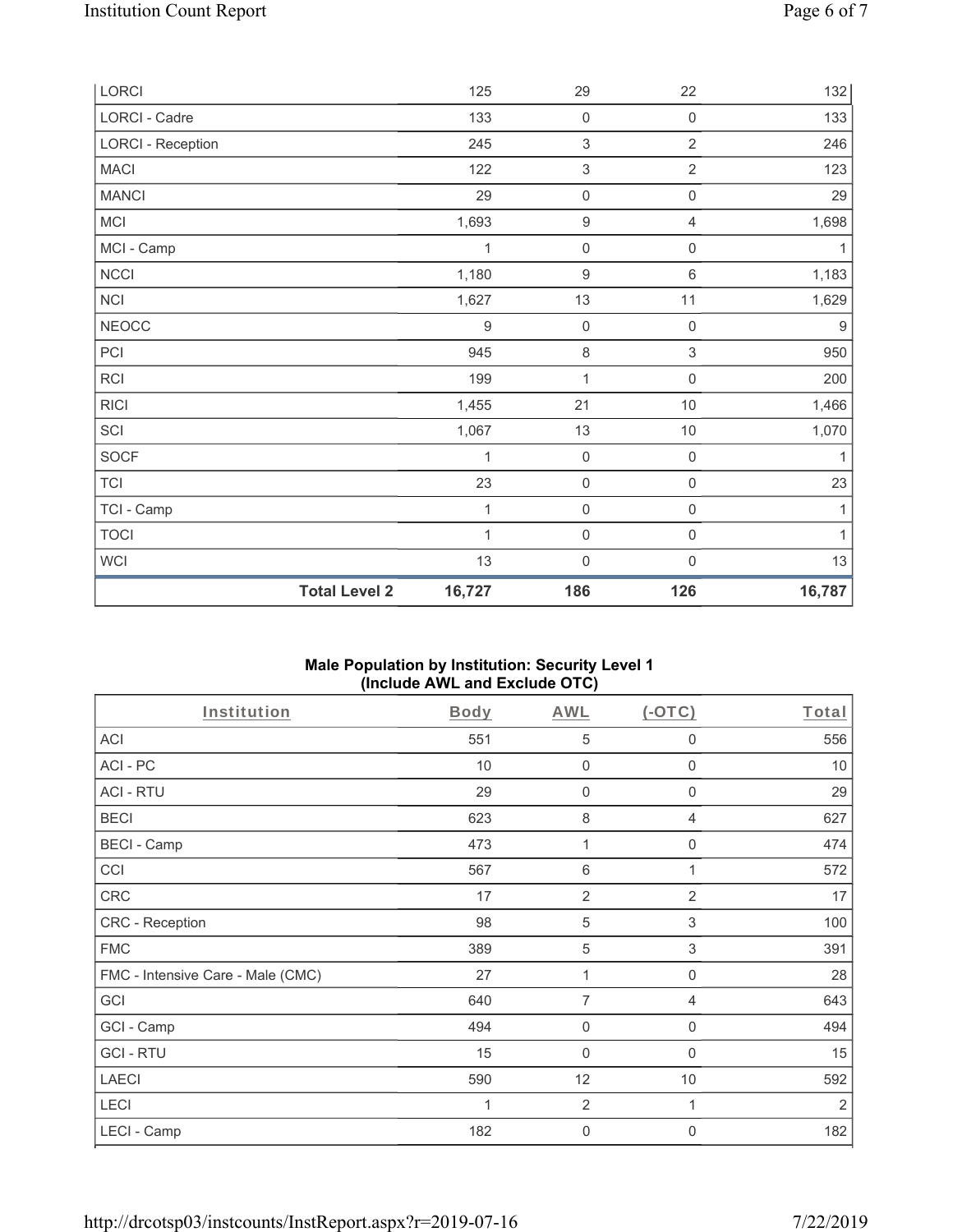| LORCI | 125 | 29 | 22 | 132 |
|---|---|---|---|---|
| LORCI - Cadre | 133 | 0 | 0 | 133 |
| LORCI - Reception | 245 | 3 | 2 | 246 |
| MACI | 122 | 3 | 2 | 123 |
| MANCI | 29 | 0 | 0 | 29 |
| MCI | 1,693 | 9 | 4 | 1,698 |
| MCI - Camp | 1 | 0 | 0 | 1 |
| NCCI | 1,180 | 9 | 6 | 1,183 |
| NCI | 1,627 | 13 | 11 | 1,629 |
| NEOCC | 9 | 0 | 0 | 9 |
| PCI | 945 | 8 | 3 | 950 |
| RCI | 199 | 1 | 0 | 200 |
| RICI | 1,455 | 21 | 10 | 1,466 |
| SCI | 1,067 | 13 | 10 | 1,070 |
| SOCF | 1 | 0 | 0 | 1 |
| TCI | 23 | 0 | 0 | 23 |
| TCI - Camp | 1 | 0 | 0 | 1 |
| TOCI | 1 | 0 | 0 | 1 |
| WCI | 13 | 0 | 0 | 13 |
| **Total Level 2** | **16,727** | **186** | **126** | **16,787** |

### Male Population by Institution: Security Level 1 (Include AWL and Exclude OTC)

| Institution | Body | AWL | (-OTC) | Total |
|---|---|---|---|---|
| ACI | 551 | 5 | 0 | 556 |
| ACI - PC | 10 | 0 | 0 | 10 |
| ACI - RTU | 29 | 0 | 0 | 29 |
| BECI | 623 | 8 | 4 | 627 |
| BECI - Camp | 473 | 1 | 0 | 474 |
| CCI | 567 | 6 | 1 | 572 |
| CRC | 17 | 2 | 2 | 17 |
| CRC - Reception | 98 | 5 | 3 | 100 |
| FMC | 389 | 5 | 3 | 391 |
| FMC - Intensive Care - Male (CMC) | 27 | 1 | 0 | 28 |
| GCI | 640 | 7 | 4 | 643 |
| GCI - Camp | 494 | 0 | 0 | 494 |
| GCI - RTU | 15 | 0 | 0 | 15 |
| LAECI | 590 | 12 | 10 | 592 |
| LECI | 1 | 2 | 1 | 2 |
| LECI - Camp | 182 | 0 | 0 | 182 |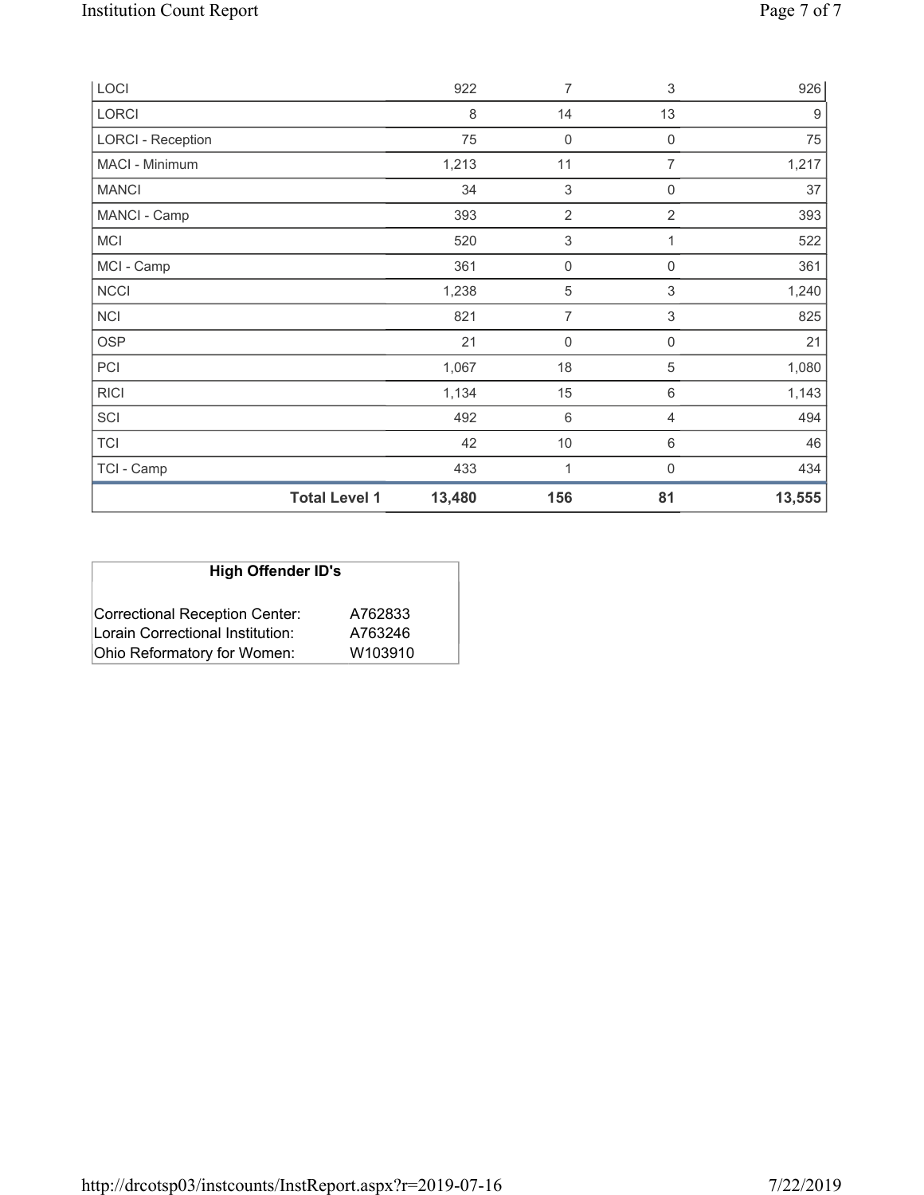| | | | | |
|---|---|---|---|---|
| LOCI | 922 | 7 | 3 | 926 |
| LORCI | 8 | 14 | 13 | 9 |
| LORCI - Reception | 75 | 0 | 0 | 75 |
| MACI - Minimum | 1,213 | 11 | 7 | 1,217 |
| MANCI | 34 | 3 | 0 | 37 |
| MANCI - Camp | 393 | 2 | 2 | 393 |
| MCI | 520 | 3 | 1 | 522 |
| MCI - Camp | 361 | 0 | 0 | 361 |
| NCCI | 1,238 | 5 | 3 | 1,240 |
| NCI | 821 | 7 | 3 | 825 |
| OSP | 21 | 0 | 0 | 21 |
| PCI | 1,067 | 18 | 5 | 1,080 |
| RICI | 1,134 | 15 | 6 | 1,143 |
| SCI | 492 | 6 | 4 | 494 |
| TCI | 42 | 10 | 6 | 46 |
| TCI - Camp | 433 | 1 | 0 | 434 |
| **Total Level 1** | **13,480** | **156** | **81** | **13,555** |

| High Offender ID's | |
|---|---|
| Correctional Reception Center: | A762833 |
| Lorain Correctional Institution: | A763246 |
| Ohio Reformatory for Women: | W103910 |